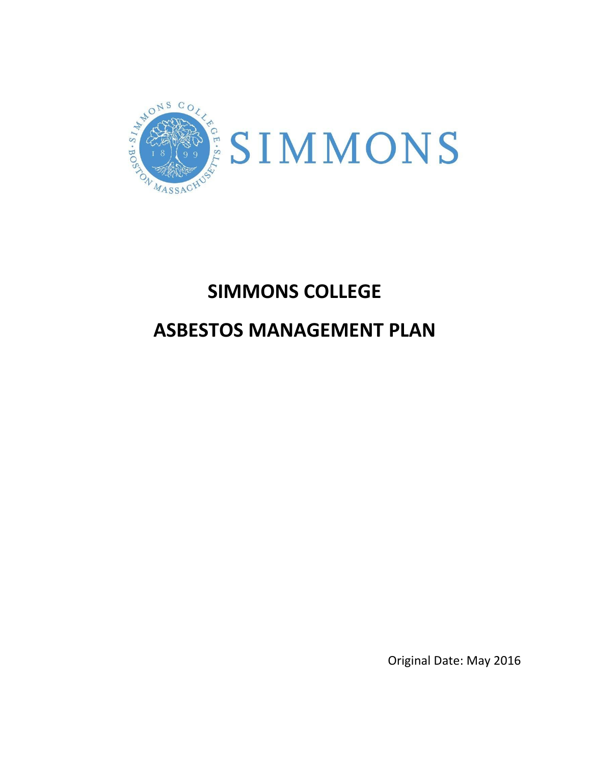SIMMONS

# SIMMONS COLLEGE

# ASBESTOS MANAGEMENT PLAN

Original Date: May 2016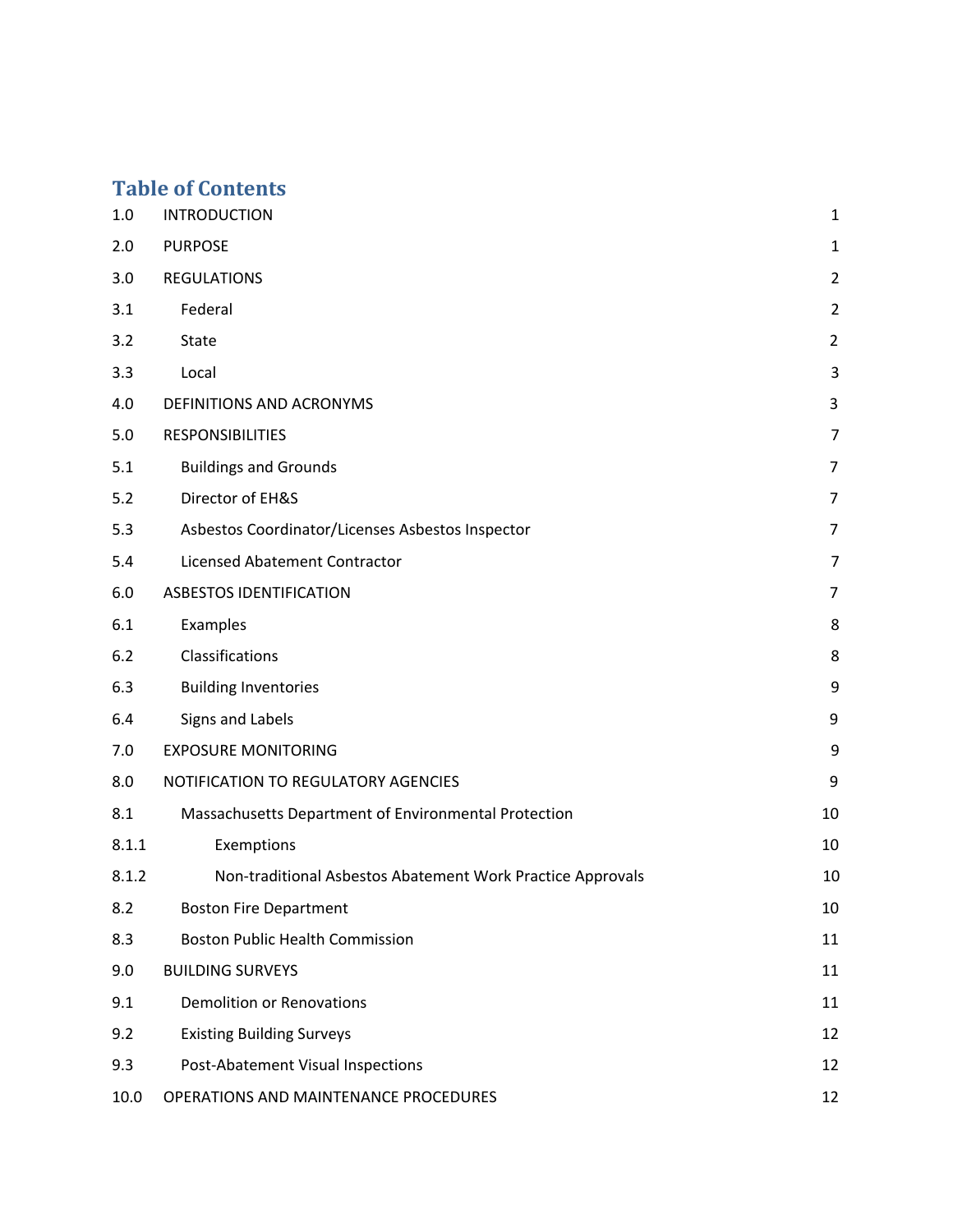# Table of Contents

| | | |
|---|---|---|
| 1.0 | INTRODUCTION | 1 |
| 2.0 | PURPOSE | 1 |
| 3.0 | REGULATIONS | 2 |
| 3.1 | Federal | 2 |
| 3.2 | State | 2 |
| 3.3 | Local | 3 |
| 4.0 | DEFINITIONS AND ACRONYMS | 3 |
| 5.0 | RESPONSIBILITIES | 7 |
| 5.1 | Buildings and Grounds | 7 |
| 5.2 | Director of EH&S | 7 |
| 5.3 | Asbestos Coordinator/Licenses Asbestos Inspector | 7 |
| 5.4 | Licensed Abatement Contractor | 7 |
| 6.0 | ASBESTOS IDENTIFICATION | 7 |
| 6.1 | Examples | 8 |
| 6.2 | Classifications | 8 |
| 6.3 | Building Inventories | 9 |
| 6.4 | Signs and Labels | 9 |
| 7.0 | EXPOSURE MONITORING | 9 |
| 8.0 | NOTIFICATION TO REGULATORY AGENCIES | 9 |
| 8.1 | Massachusetts Department of Environmental Protection | 10 |
| 8.1.1 | Exemptions | 10 |
| 8.1.2 | Non-traditional Asbestos Abatement Work Practice Approvals | 10 |
| 8.2 | Boston Fire Department | 10 |
| 8.3 | Boston Public Health Commission | 11 |
| 9.0 | BUILDING SURVEYS | 11 |
| 9.1 | Demolition or Renovations | 11 |
| 9.2 | Existing Building Surveys | 12 |
| 9.3 | Post-Abatement Visual Inspections | 12 |
| 10.0 | OPERATIONS AND MAINTENANCE PROCEDURES | 12 |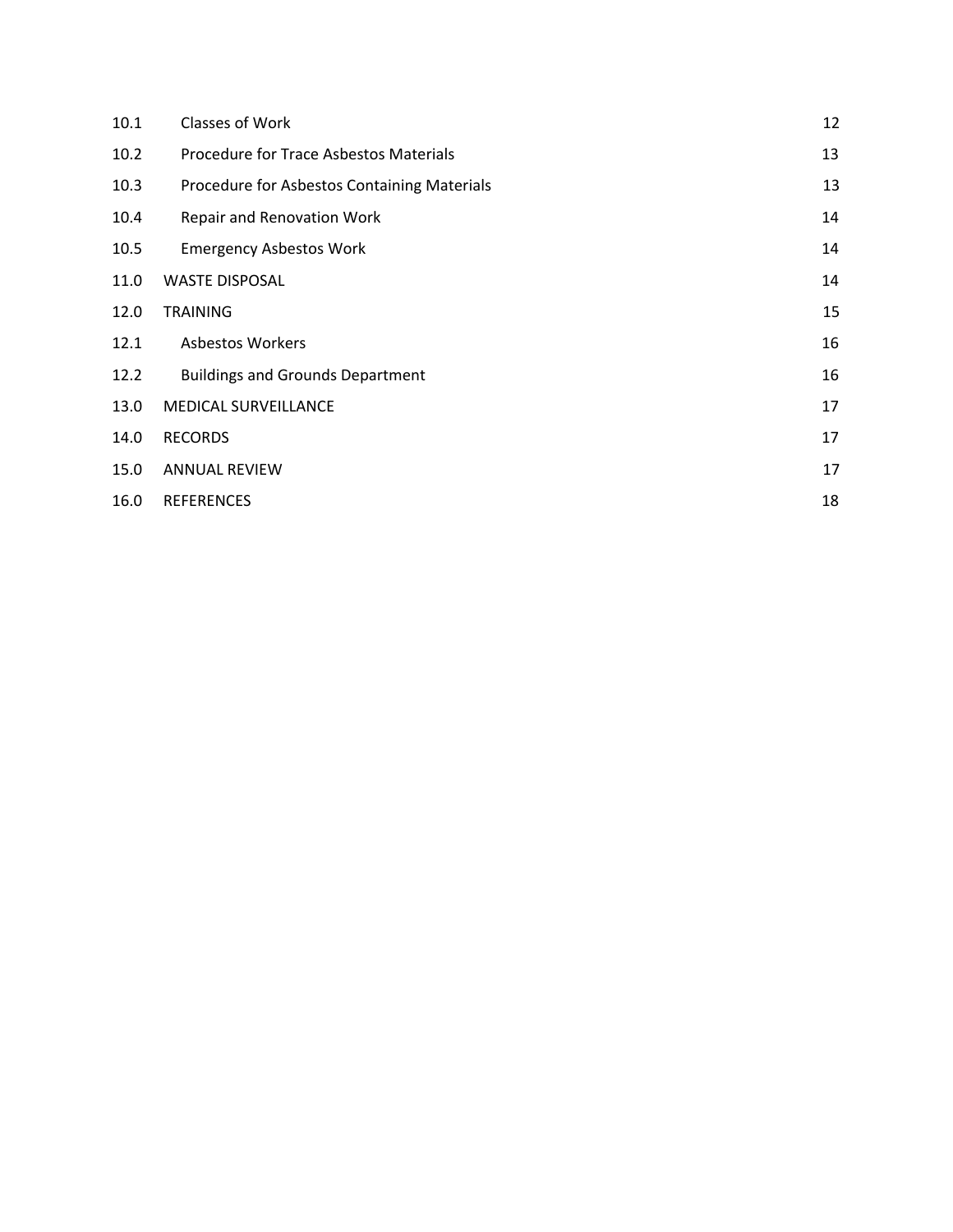| | | |
|---|---|---|
| 10.1 | Classes of Work | 12 |
| 10.2 | Procedure for Trace Asbestos Materials | 13 |
| 10.3 | Procedure for Asbestos Containing Materials | 13 |
| 10.4 | Repair and Renovation Work | 14 |
| 10.5 | Emergency Asbestos Work | 14 |
| 11.0 | WASTE DISPOSAL | 14 |
| 12.0 | TRAINING | 15 |
| 12.1 | Asbestos Workers | 16 |
| 12.2 | Buildings and Grounds Department | 16 |
| 13.0 | MEDICAL SURVEILLANCE | 17 |
| 14.0 | RECORDS | 17 |
| 15.0 | ANNUAL REVIEW | 17 |
| 16.0 | REFERENCES | 18 |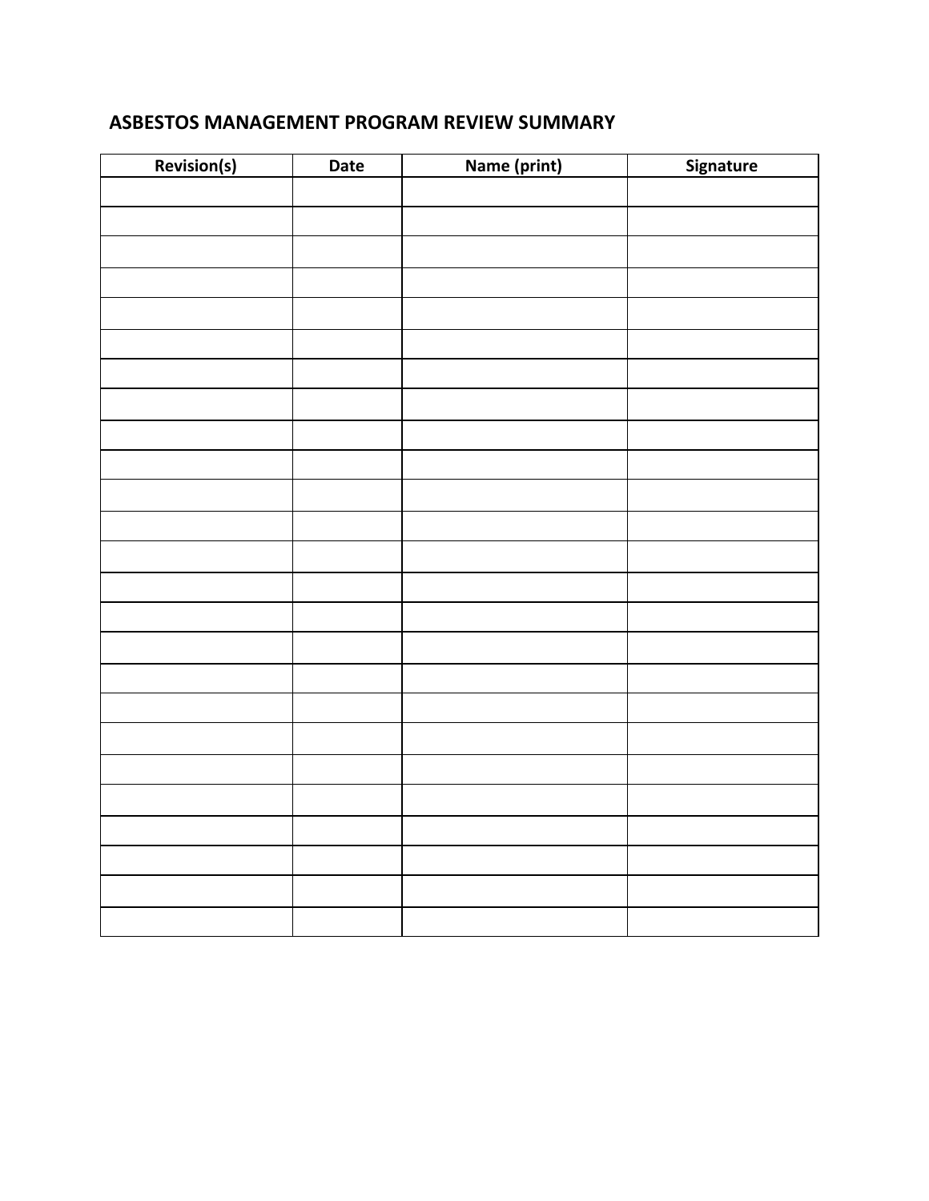## ASBESTOS MANAGEMENT PROGRAM REVIEW SUMMARY

| Revision(s) | Date | Name (print) | Signature |
|---|---|---|---|
| | | | |
| | | | |
| | | | |
| | | | |
| | | | |
| | | | |
| | | | |
| | | | |
| | | | |
| | | | |
| | | | |
| | | | |
| | | | |
| | | | |
| | | | |
| | | | |
| | | | |
| | | | |
| | | | |
| | | | |
| | | | |
| | | | |
| | | | |
| | | | |
| | | | |
| | | | |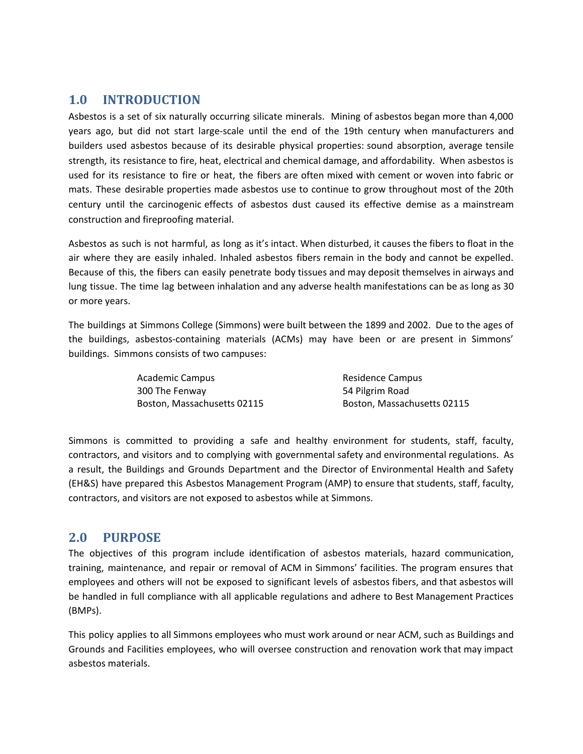## 1.0 INTRODUCTION

Asbestos is a set of six naturally occurring silicate minerals. Mining of asbestos began more than 4,000 years ago, but did not start large-scale until the end of the 19th century when manufacturers and builders used asbestos because of its desirable physical properties: sound absorption, average tensile strength, its resistance to fire, heat, electrical and chemical damage, and affordability. When asbestos is used for its resistance to fire or heat, the fibers are often mixed with cement or woven into fabric or mats. These desirable properties made asbestos use to continue to grow throughout most of the 20th century until the carcinogenic effects of asbestos dust caused its effective demise as a mainstream construction and fireproofing material.

Asbestos as such is not harmful, as long as it's intact. When disturbed, it causes the fibers to float in the air where they are easily inhaled. Inhaled asbestos fibers remain in the body and cannot be expelled. Because of this, the fibers can easily penetrate body tissues and may deposit themselves in airways and lung tissue. The time lag between inhalation and any adverse health manifestations can be as long as 30 or more years.

The buildings at Simmons College (Simmons) were built between the 1899 and 2002. Due to the ages of the buildings, asbestos-containing materials (ACMs) may have been or are present in Simmons' buildings. Simmons consists of two campuses:

| Academic Campus | Residence Campus |
|---|---|
| 300 The Fenway | 54 Pilgrim Road |
| Boston, Massachusetts 02115 | Boston, Massachusetts 02115 |

Simmons is committed to providing a safe and healthy environment for students, staff, faculty, contractors, and visitors and to complying with governmental safety and environmental regulations. As a result, the Buildings and Grounds Department and the Director of Environmental Health and Safety (EH&S) have prepared this Asbestos Management Program (AMP) to ensure that students, staff, faculty, contractors, and visitors are not exposed to asbestos while at Simmons.

## 2.0 PURPOSE

The objectives of this program include identification of asbestos materials, hazard communication, training, maintenance, and repair or removal of ACM in Simmons' facilities. The program ensures that employees and others will not be exposed to significant levels of asbestos fibers, and that asbestos will be handled in full compliance with all applicable regulations and adhere to Best Management Practices (BMPs).

This policy applies to all Simmons employees who must work around or near ACM, such as Buildings and Grounds and Facilities employees, who will oversee construction and renovation work that may impact asbestos materials.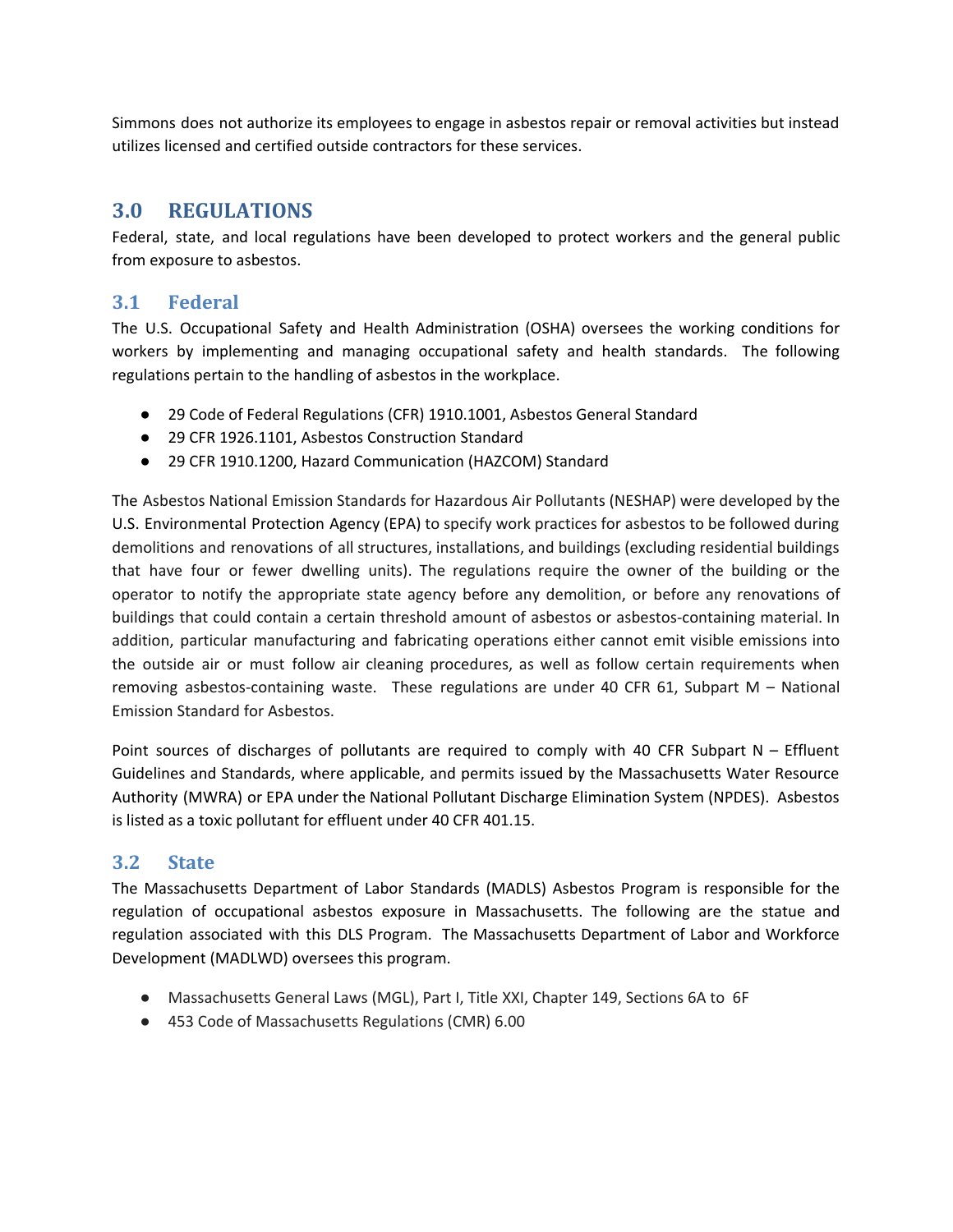Simmons does not authorize its employees to engage in asbestos repair or removal activities but instead utilizes licensed and certified outside contractors for these services.

## 3.0 REGULATIONS

Federal, state, and local regulations have been developed to protect workers and the general public from exposure to asbestos.

### 3.1 Federal

The U.S. Occupational Safety and Health Administration (OSHA) oversees the working conditions for workers by implementing and managing occupational safety and health standards. The following regulations pertain to the handling of asbestos in the workplace.

- 29 Code of Federal Regulations (CFR) 1910.1001, Asbestos General Standard
- 29 CFR 1926.1101, Asbestos Construction Standard
- 29 CFR 1910.1200, Hazard Communication (HAZCOM) Standard

The Asbestos National Emission Standards for Hazardous Air Pollutants (NESHAP) were developed by the U.S. Environmental Protection Agency (EPA) to specify work practices for asbestos to be followed during demolitions and renovations of all structures, installations, and buildings (excluding residential buildings that have four or fewer dwelling units). The regulations require the owner of the building or the operator to notify the appropriate state agency before any demolition, or before any renovations of buildings that could contain a certain threshold amount of asbestos or asbestos-containing material. In addition, particular manufacturing and fabricating operations either cannot emit visible emissions into the outside air or must follow air cleaning procedures, as well as follow certain requirements when removing asbestos-containing waste. These regulations are under 40 CFR 61, Subpart M – National Emission Standard for Asbestos.

Point sources of discharges of pollutants are required to comply with 40 CFR Subpart N – Effluent Guidelines and Standards, where applicable, and permits issued by the Massachusetts Water Resource Authority (MWRA) or EPA under the National Pollutant Discharge Elimination System (NPDES). Asbestos is listed as a toxic pollutant for effluent under 40 CFR 401.15.

### 3.2 State

The Massachusetts Department of Labor Standards (MADLS) Asbestos Program is responsible for the regulation of occupational asbestos exposure in Massachusetts. The following are the statue and regulation associated with this DLS Program. The Massachusetts Department of Labor and Workforce Development (MADLWD) oversees this program.

- Massachusetts General Laws (MGL), Part I, Title XXI, Chapter 149, Sections 6A to 6F
- 453 Code of Massachusetts Regulations (CMR) 6.00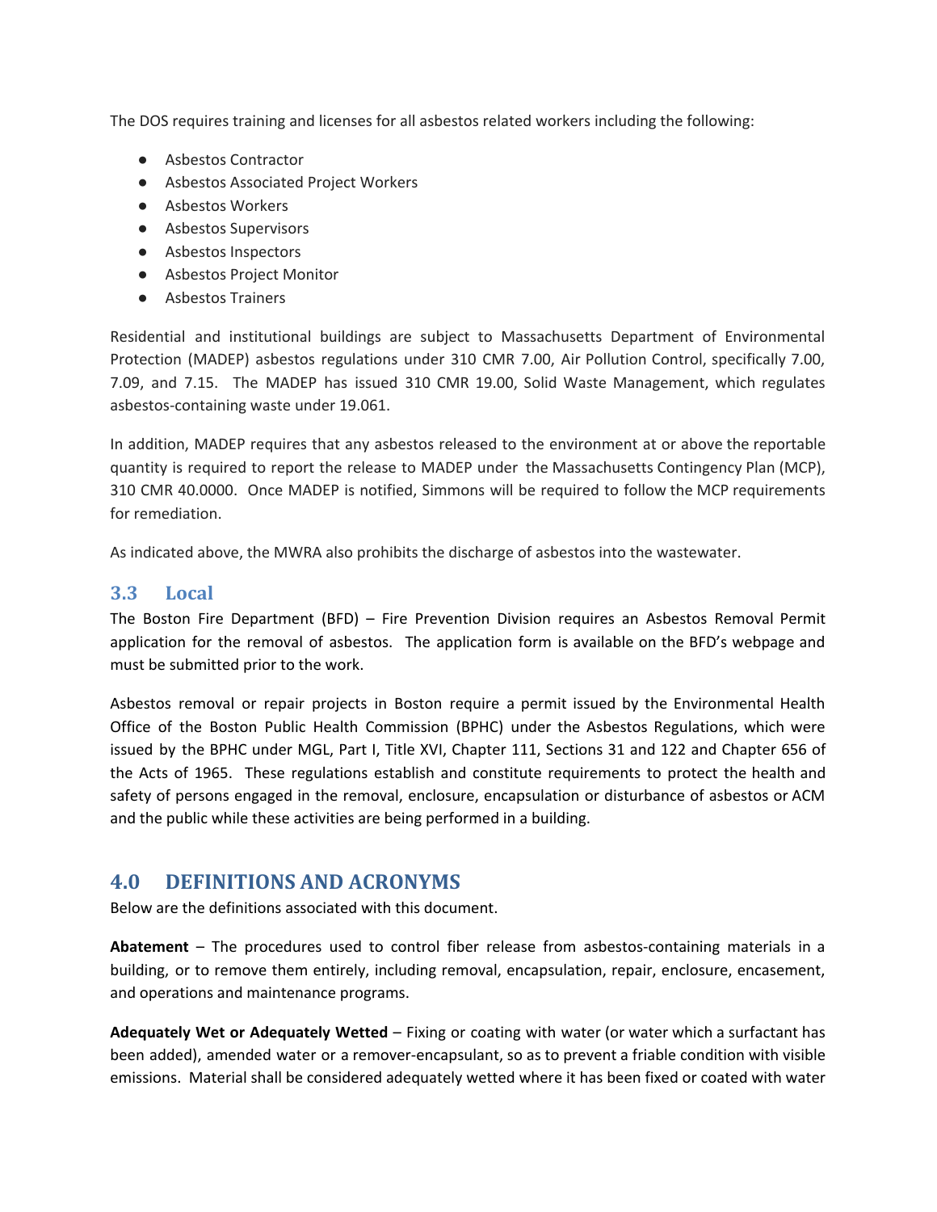The DOS requires training and licenses for all asbestos related workers including the following:

- Asbestos Contractor
- Asbestos Associated Project Workers
- Asbestos Workers
- Asbestos Supervisors
- Asbestos Inspectors
- Asbestos Project Monitor
- Asbestos Trainers

Residential and institutional buildings are subject to Massachusetts Department of Environmental Protection (MADEP) asbestos regulations under 310 CMR 7.00, Air Pollution Control, specifically 7.00, 7.09, and 7.15. The MADEP has issued 310 CMR 19.00, Solid Waste Management, which regulates asbestos-containing waste under 19.061.

In addition, MADEP requires that any asbestos released to the environment at or above the reportable quantity is required to report the release to MADEP under the Massachusetts Contingency Plan (MCP), 310 CMR 40.0000. Once MADEP is notified, Simmons will be required to follow the MCP requirements for remediation.

As indicated above, the MWRA also prohibits the discharge of asbestos into the wastewater.

## 3.3 Local

The Boston Fire Department (BFD) – Fire Prevention Division requires an Asbestos Removal Permit application for the removal of asbestos. The application form is available on the BFD's webpage and must be submitted prior to the work.

Asbestos removal or repair projects in Boston require a permit issued by the Environmental Health Office of the Boston Public Health Commission (BPHC) under the Asbestos Regulations, which were issued by the BPHC under MGL, Part I, Title XVI, Chapter 111, Sections 31 and 122 and Chapter 656 of the Acts of 1965. These regulations establish and constitute requirements to protect the health and safety of persons engaged in the removal, enclosure, encapsulation or disturbance of asbestos or ACM and the public while these activities are being performed in a building.

# 4.0 DEFINITIONS AND ACRONYMS

Below are the definitions associated with this document.

**Abatement** – The procedures used to control fiber release from asbestos-containing materials in a building, or to remove them entirely, including removal, encapsulation, repair, enclosure, encasement, and operations and maintenance programs.

**Adequately Wet or Adequately Wetted** – Fixing or coating with water (or water which a surfactant has been added), amended water or a remover-encapsulant, so as to prevent a friable condition with visible emissions. Material shall be considered adequately wetted where it has been fixed or coated with water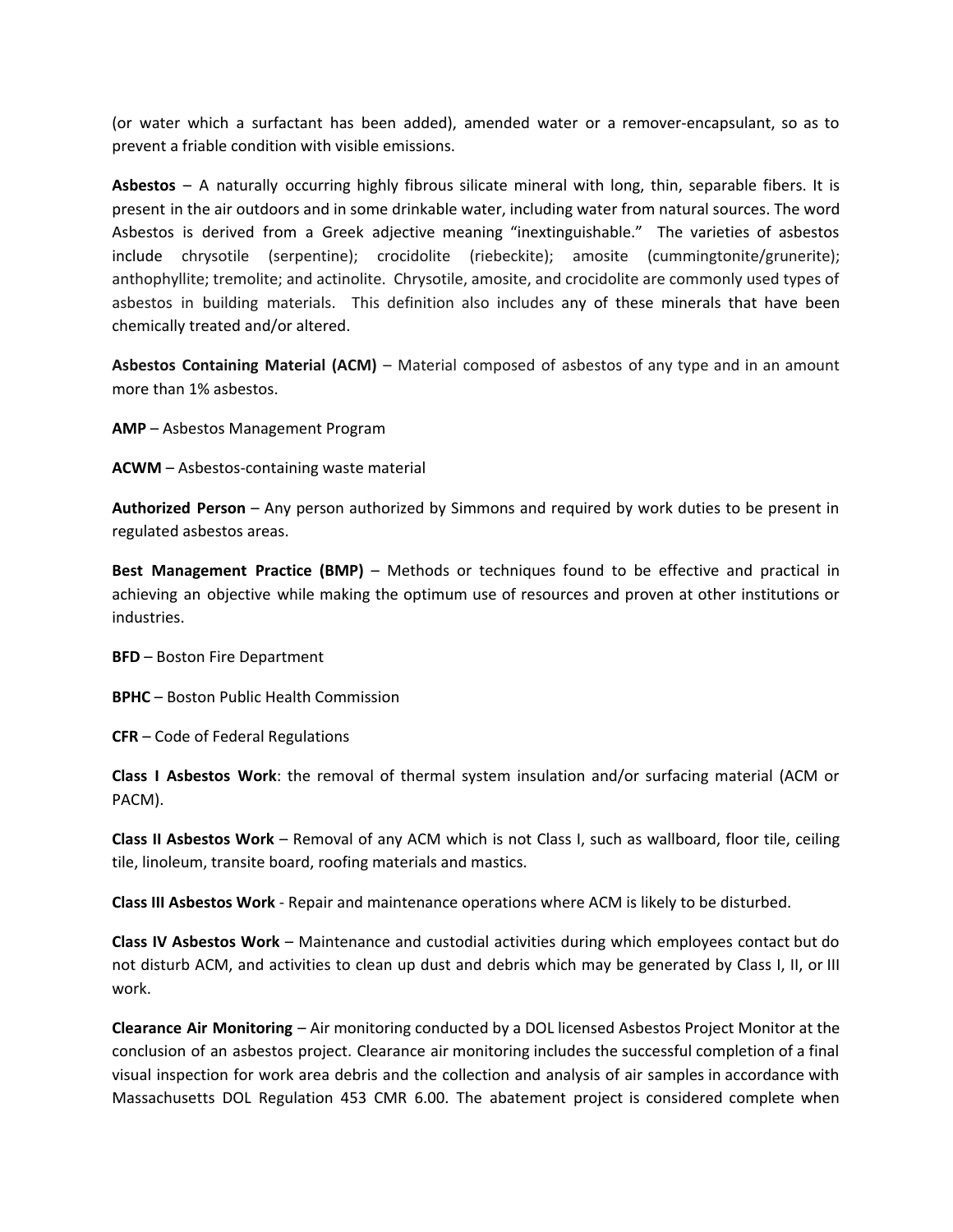(or water which a surfactant has been added), amended water or a remover-encapsulant, so as to prevent a friable condition with visible emissions.

**Asbestos** – A naturally occurring highly fibrous silicate mineral with long, thin, separable fibers. It is present in the air outdoors and in some drinkable water, including water from natural sources. The word Asbestos is derived from a Greek adjective meaning "inextinguishable." The varieties of asbestos include chrysotile (serpentine); crocidolite (riebeckite); amosite (cummingtonite/grunerite); anthophyllite; tremolite; and actinolite. Chrysotile, amosite, and crocidolite are commonly used types of asbestos in building materials. This definition also includes any of these minerals that have been chemically treated and/or altered.

**Asbestos Containing Material (ACM)** – Material composed of asbestos of any type and in an amount more than 1% asbestos.

**AMP** – Asbestos Management Program

**ACWM** – Asbestos-containing waste material

**Authorized Person** – Any person authorized by Simmons and required by work duties to be present in regulated asbestos areas.

**Best Management Practice (BMP)** – Methods or techniques found to be effective and practical in achieving an objective while making the optimum use of resources and proven at other institutions or industries.

**BFD** – Boston Fire Department

**BPHC** – Boston Public Health Commission

**CFR** – Code of Federal Regulations

**Class I Asbestos Work**: the removal of thermal system insulation and/or surfacing material (ACM or PACM).

**Class II Asbestos Work** – Removal of any ACM which is not Class I, such as wallboard, floor tile, ceiling tile, linoleum, transite board, roofing materials and mastics.

**Class III Asbestos Work** - Repair and maintenance operations where ACM is likely to be disturbed.

**Class IV Asbestos Work** – Maintenance and custodial activities during which employees contact but do not disturb ACM, and activities to clean up dust and debris which may be generated by Class I, II, or III work.

**Clearance Air Monitoring** – Air monitoring conducted by a DOL licensed Asbestos Project Monitor at the conclusion of an asbestos project. Clearance air monitoring includes the successful completion of a final visual inspection for work area debris and the collection and analysis of air samples in accordance with Massachusetts DOL Regulation 453 CMR 6.00. The abatement project is considered complete when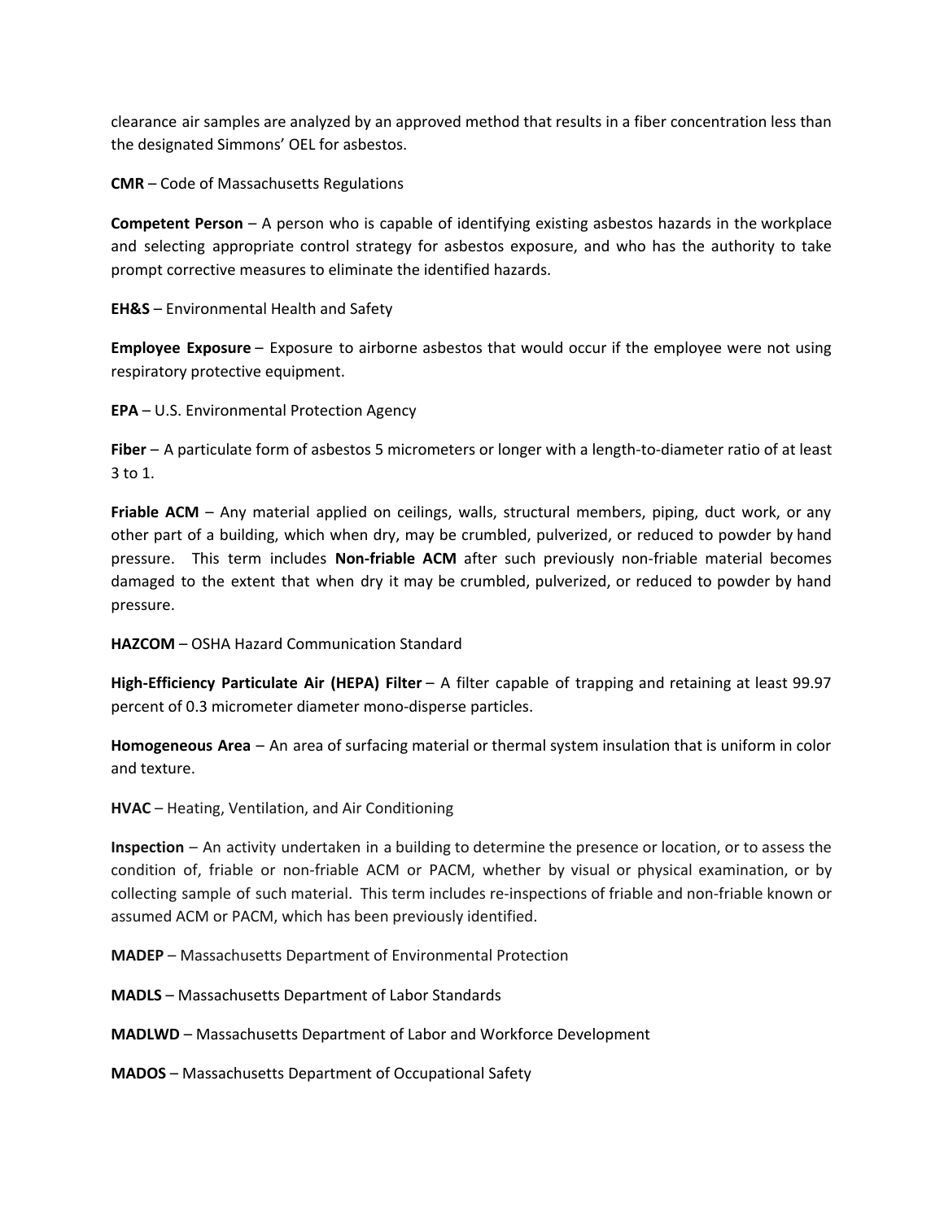clearance air samples are analyzed by an approved method that results in a fiber concentration less than the designated Simmons' OEL for asbestos.

**CMR** – Code of Massachusetts Regulations

**Competent Person** – A person who is capable of identifying existing asbestos hazards in the workplace and selecting appropriate control strategy for asbestos exposure, and who has the authority to take prompt corrective measures to eliminate the identified hazards.

**EH&S** – Environmental Health and Safety

**Employee Exposure** – Exposure to airborne asbestos that would occur if the employee were not using respiratory protective equipment.

**EPA** – U.S. Environmental Protection Agency

**Fiber** – A particulate form of asbestos 5 micrometers or longer with a length-to-diameter ratio of at least 3 to 1.

**Friable ACM** – Any material applied on ceilings, walls, structural members, piping, duct work, or any other part of a building, which when dry, may be crumbled, pulverized, or reduced to powder by hand pressure. This term includes **Non-friable ACM** after such previously non-friable material becomes damaged to the extent that when dry it may be crumbled, pulverized, or reduced to powder by hand pressure.

**HAZCOM** – OSHA Hazard Communication Standard

**High-Efficiency Particulate Air (HEPA) Filter** – A filter capable of trapping and retaining at least 99.97 percent of 0.3 micrometer diameter mono-disperse particles.

**Homogeneous Area** – An area of surfacing material or thermal system insulation that is uniform in color and texture.

**HVAC** – Heating, Ventilation, and Air Conditioning

**Inspection** – An activity undertaken in a building to determine the presence or location, or to assess the condition of, friable or non-friable ACM or PACM, whether by visual or physical examination, or by collecting sample of such material. This term includes re-inspections of friable and non-friable known or assumed ACM or PACM, which has been previously identified.

**MADEP** – Massachusetts Department of Environmental Protection

**MADLS** – Massachusetts Department of Labor Standards

**MADLWD** – Massachusetts Department of Labor and Workforce Development

**MADOS** – Massachusetts Department of Occupational Safety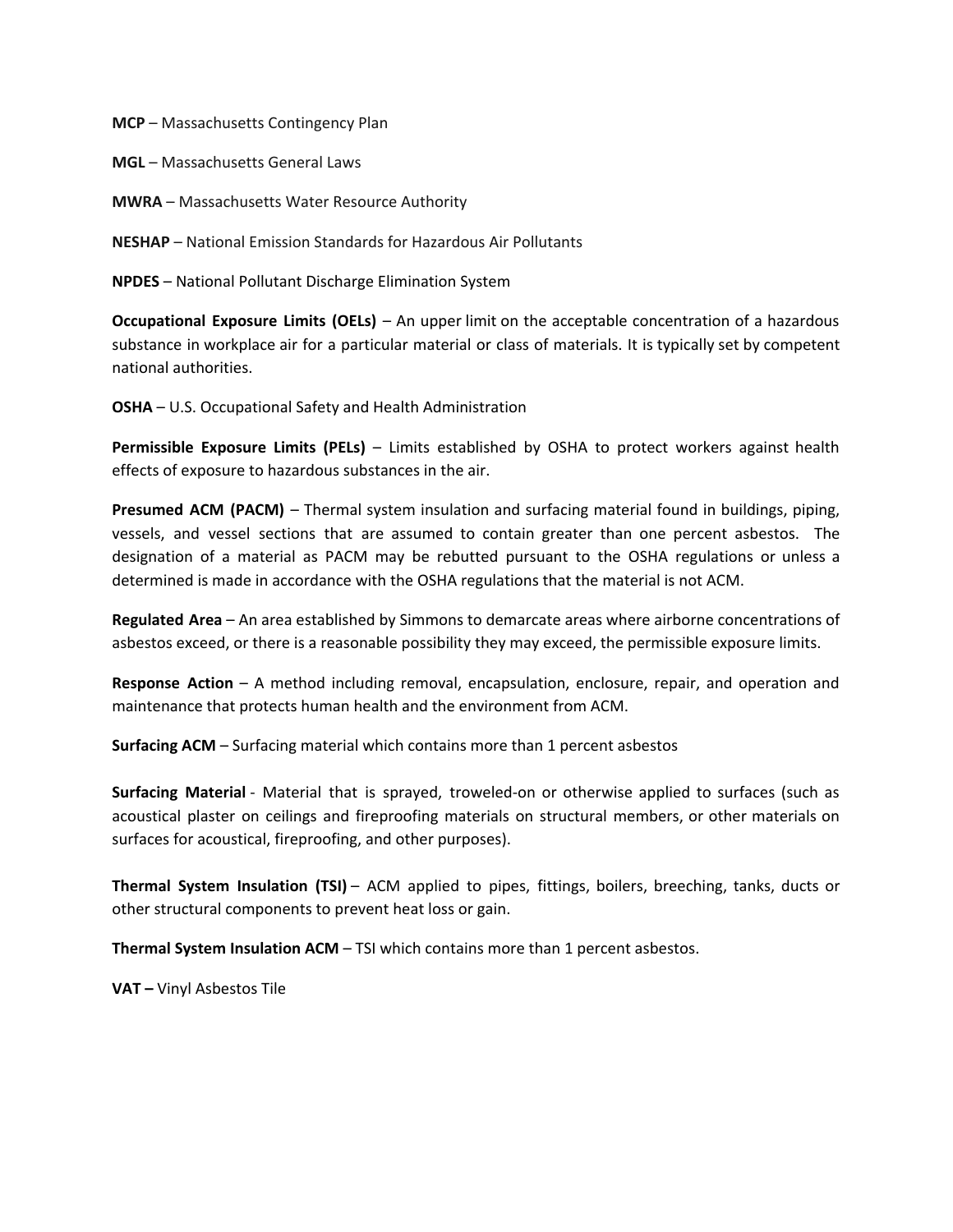**MCP** – Massachusetts Contingency Plan

**MGL** – Massachusetts General Laws

**MWRA** – Massachusetts Water Resource Authority

**NESHAP** – National Emission Standards for Hazardous Air Pollutants

**NPDES** – National Pollutant Discharge Elimination System

**Occupational Exposure Limits (OELs)** – An upper limit on the acceptable concentration of a hazardous substance in workplace air for a particular material or class of materials. It is typically set by competent national authorities.

**OSHA** – U.S. Occupational Safety and Health Administration

**Permissible Exposure Limits (PELs)** – Limits established by OSHA to protect workers against health effects of exposure to hazardous substances in the air.

**Presumed ACM (PACM)** – Thermal system insulation and surfacing material found in buildings, piping, vessels, and vessel sections that are assumed to contain greater than one percent asbestos. The designation of a material as PACM may be rebutted pursuant to the OSHA regulations or unless a determined is made in accordance with the OSHA regulations that the material is not ACM.

**Regulated Area** – An area established by Simmons to demarcate areas where airborne concentrations of asbestos exceed, or there is a reasonable possibility they may exceed, the permissible exposure limits.

**Response Action** – A method including removal, encapsulation, enclosure, repair, and operation and maintenance that protects human health and the environment from ACM.

**Surfacing ACM** – Surfacing material which contains more than 1 percent asbestos

**Surfacing Material** - Material that is sprayed, troweled-on or otherwise applied to surfaces (such as acoustical plaster on ceilings and fireproofing materials on structural members, or other materials on surfaces for acoustical, fireproofing, and other purposes).

**Thermal System Insulation (TSI)** – ACM applied to pipes, fittings, boilers, breeching, tanks, ducts or other structural components to prevent heat loss or gain.

**Thermal System Insulation ACM** – TSI which contains more than 1 percent asbestos.

**VAT –** Vinyl Asbestos Tile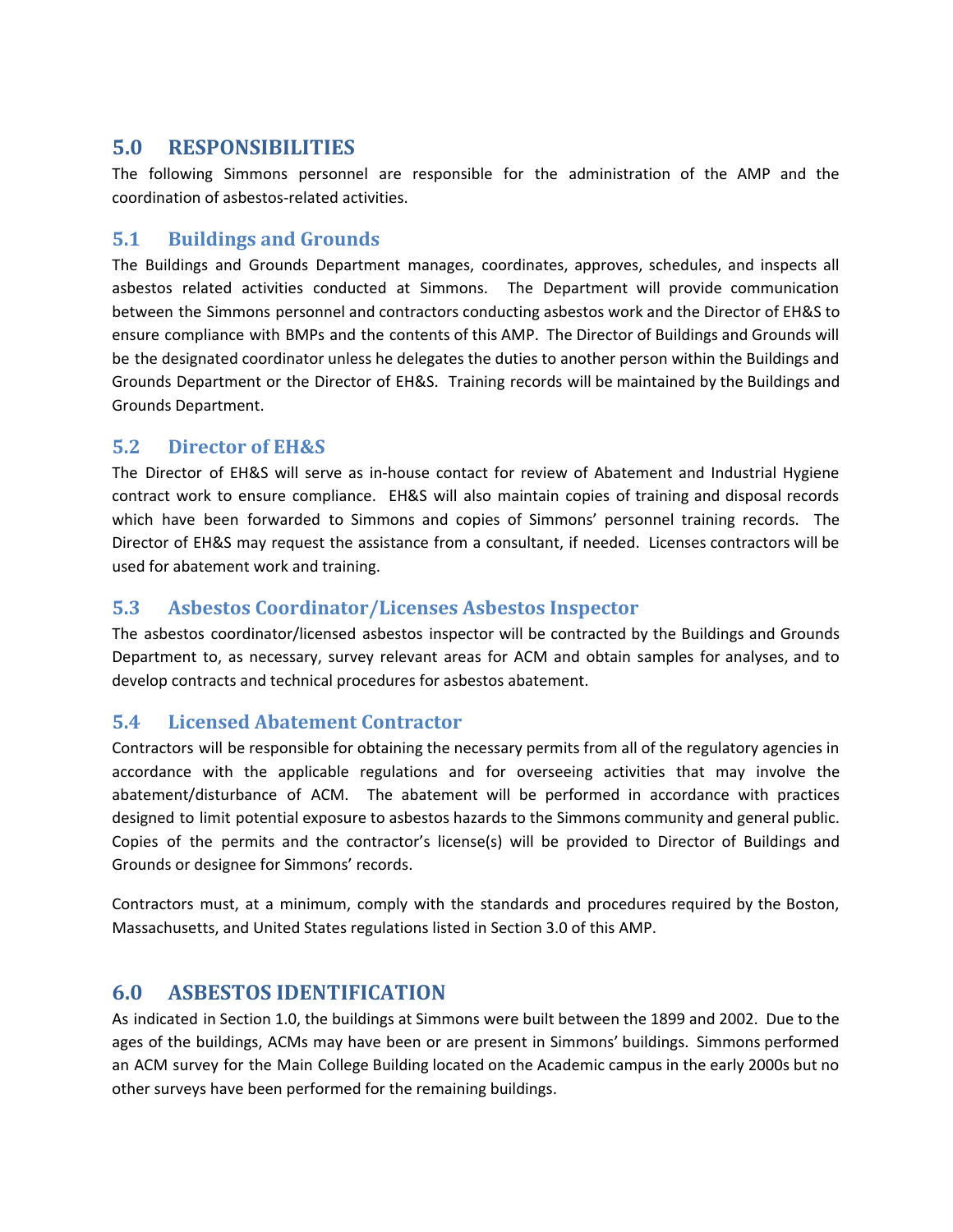## 5.0 RESPONSIBILITIES

The following Simmons personnel are responsible for the administration of the AMP and the coordination of asbestos-related activities.

### 5.1 Buildings and Grounds

The Buildings and Grounds Department manages, coordinates, approves, schedules, and inspects all asbestos related activities conducted at Simmons. The Department will provide communication between the Simmons personnel and contractors conducting asbestos work and the Director of EH&S to ensure compliance with BMPs and the contents of this AMP. The Director of Buildings and Grounds will be the designated coordinator unless he delegates the duties to another person within the Buildings and Grounds Department or the Director of EH&S. Training records will be maintained by the Buildings and Grounds Department.

### 5.2 Director of EH&S

The Director of EH&S will serve as in-house contact for review of Abatement and Industrial Hygiene contract work to ensure compliance. EH&S will also maintain copies of training and disposal records which have been forwarded to Simmons and copies of Simmons' personnel training records. The Director of EH&S may request the assistance from a consultant, if needed. Licenses contractors will be used for abatement work and training.

### 5.3 Asbestos Coordinator/Licenses Asbestos Inspector

The asbestos coordinator/licensed asbestos inspector will be contracted by the Buildings and Grounds Department to, as necessary, survey relevant areas for ACM and obtain samples for analyses, and to develop contracts and technical procedures for asbestos abatement.

### 5.4 Licensed Abatement Contractor

Contractors will be responsible for obtaining the necessary permits from all of the regulatory agencies in accordance with the applicable regulations and for overseeing activities that may involve the abatement/disturbance of ACM. The abatement will be performed in accordance with practices designed to limit potential exposure to asbestos hazards to the Simmons community and general public. Copies of the permits and the contractor's license(s) will be provided to Director of Buildings and Grounds or designee for Simmons' records.

Contractors must, at a minimum, comply with the standards and procedures required by the Boston, Massachusetts, and United States regulations listed in Section 3.0 of this AMP.

## 6.0 ASBESTOS IDENTIFICATION

As indicated in Section 1.0, the buildings at Simmons were built between the 1899 and 2002. Due to the ages of the buildings, ACMs may have been or are present in Simmons' buildings. Simmons performed an ACM survey for the Main College Building located on the Academic campus in the early 2000s but no other surveys have been performed for the remaining buildings.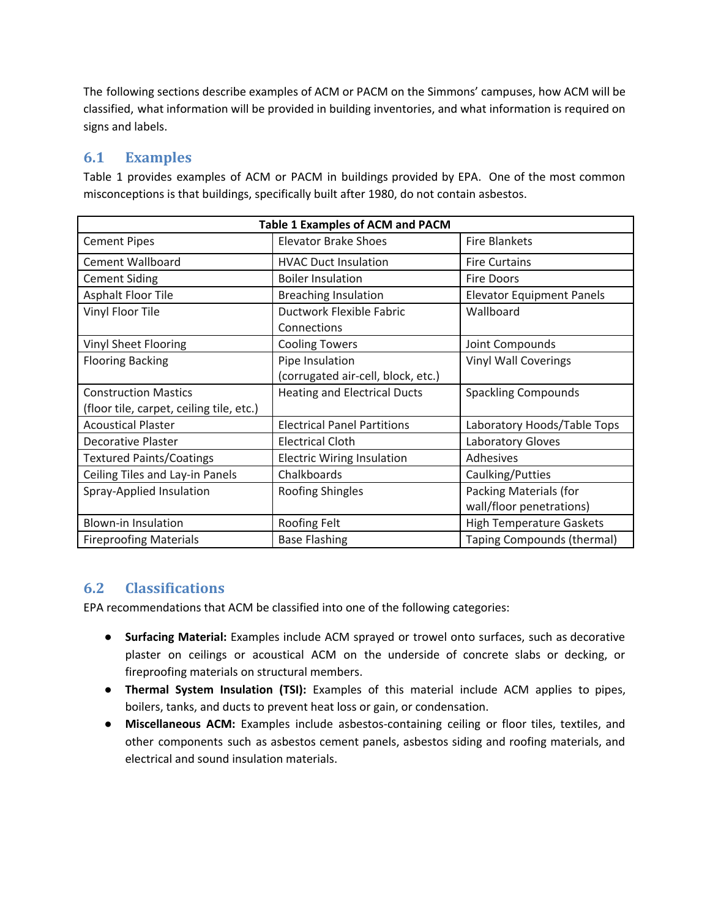The following sections describe examples of ACM or PACM on the Simmons' campuses, how ACM will be classified, what information will be provided in building inventories, and what information is required on signs and labels.

## 6.1 Examples

Table 1 provides examples of ACM or PACM in buildings provided by EPA. One of the most common misconceptions is that buildings, specifically built after 1980, do not contain asbestos.

| Table 1 Examples of ACM and PACM | | |
|---|---|---|
| Cement Pipes | Elevator Brake Shoes | Fire Blankets |
| Cement Wallboard | HVAC Duct Insulation | Fire Curtains |
| Cement Siding | Boiler Insulation | Fire Doors |
| Asphalt Floor Tile | Breaching Insulation | Elevator Equipment Panels |
| Vinyl Floor Tile | Ductwork Flexible Fabric Connections | Wallboard |
| Vinyl Sheet Flooring | Cooling Towers | Joint Compounds |
| Flooring Backing | Pipe Insulation (corrugated air-cell, block, etc.) | Vinyl Wall Coverings |
| Construction Mastics (floor tile, carpet, ceiling tile, etc.) | Heating and Electrical Ducts | Spackling Compounds |
| Acoustical Plaster | Electrical Panel Partitions | Laboratory Hoods/Table Tops |
| Decorative Plaster | Electrical Cloth | Laboratory Gloves |
| Textured Paints/Coatings | Electric Wiring Insulation | Adhesives |
| Ceiling Tiles and Lay-in Panels | Chalkboards | Caulking/Putties |
| Spray-Applied Insulation | Roofing Shingles | Packing Materials (for wall/floor penetrations) |
| Blown-in Insulation | Roofing Felt | High Temperature Gaskets |
| Fireproofing Materials | Base Flashing | Taping Compounds (thermal) |

## 6.2 Classifications

EPA recommendations that ACM be classified into one of the following categories:

- **Surfacing Material:** Examples include ACM sprayed or trowel onto surfaces, such as decorative plaster on ceilings or acoustical ACM on the underside of concrete slabs or decking, or fireproofing materials on structural members.
- **Thermal System Insulation (TSI):** Examples of this material include ACM applies to pipes, boilers, tanks, and ducts to prevent heat loss or gain, or condensation.
- **Miscellaneous ACM:** Examples include asbestos-containing ceiling or floor tiles, textiles, and other components such as asbestos cement panels, asbestos siding and roofing materials, and electrical and sound insulation materials.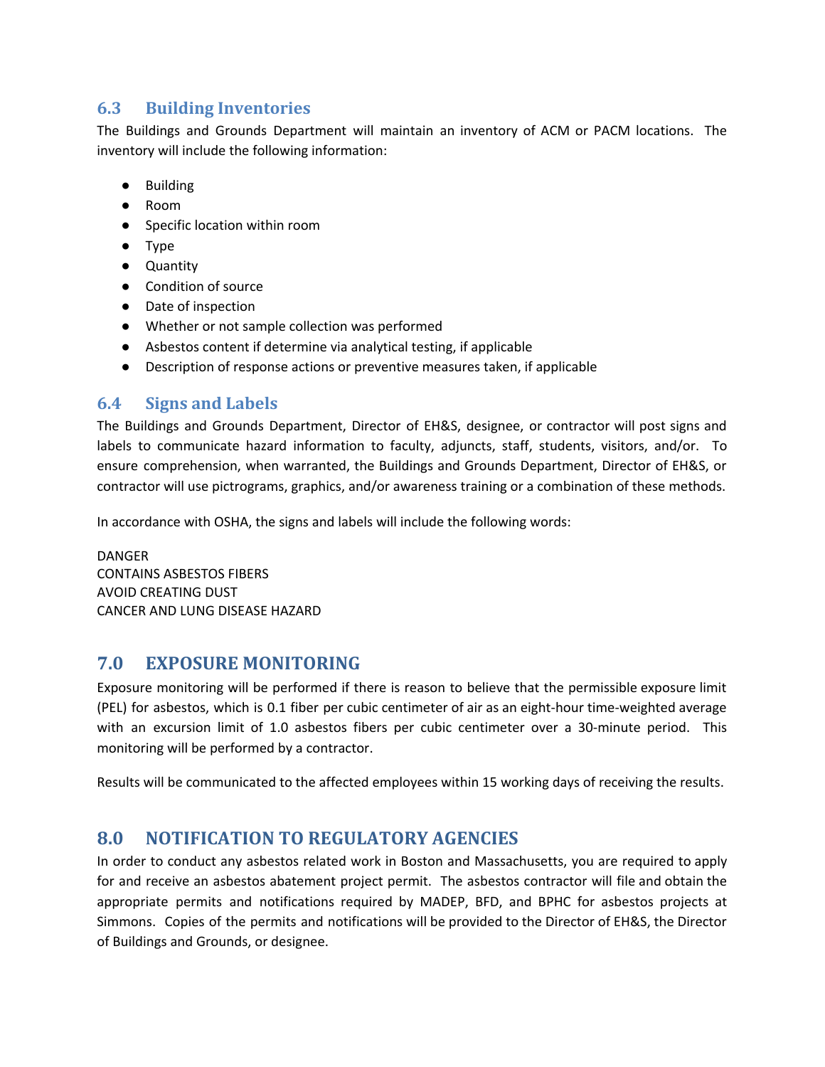## 6.3 Building Inventories

The Buildings and Grounds Department will maintain an inventory of ACM or PACM locations. The inventory will include the following information:

- Building
- Room
- Specific location within room
- Type
- Quantity
- Condition of source
- Date of inspection
- Whether or not sample collection was performed
- Asbestos content if determine via analytical testing, if applicable
- Description of response actions or preventive measures taken, if applicable

## 6.4 Signs and Labels

The Buildings and Grounds Department, Director of EH&S, designee, or contractor will post signs and labels to communicate hazard information to faculty, adjuncts, staff, students, visitors, and/or. To ensure comprehension, when warranted, the Buildings and Grounds Department, Director of EH&S, or contractor will use pictrograms, graphics, and/or awareness training or a combination of these methods.

In accordance with OSHA, the signs and labels will include the following words:

DANGER
CONTAINS ASBESTOS FIBERS
AVOID CREATING DUST
CANCER AND LUNG DISEASE HAZARD

# 7.0 EXPOSURE MONITORING

Exposure monitoring will be performed if there is reason to believe that the permissible exposure limit (PEL) for asbestos, which is 0.1 fiber per cubic centimeter of air as an eight-hour time-weighted average with an excursion limit of 1.0 asbestos fibers per cubic centimeter over a 30-minute period. This monitoring will be performed by a contractor.

Results will be communicated to the affected employees within 15 working days of receiving the results.

# 8.0 NOTIFICATION TO REGULATORY AGENCIES

In order to conduct any asbestos related work in Boston and Massachusetts, you are required to apply for and receive an asbestos abatement project permit. The asbestos contractor will file and obtain the appropriate permits and notifications required by MADEP, BFD, and BPHC for asbestos projects at Simmons. Copies of the permits and notifications will be provided to the Director of EH&S, the Director of Buildings and Grounds, or designee.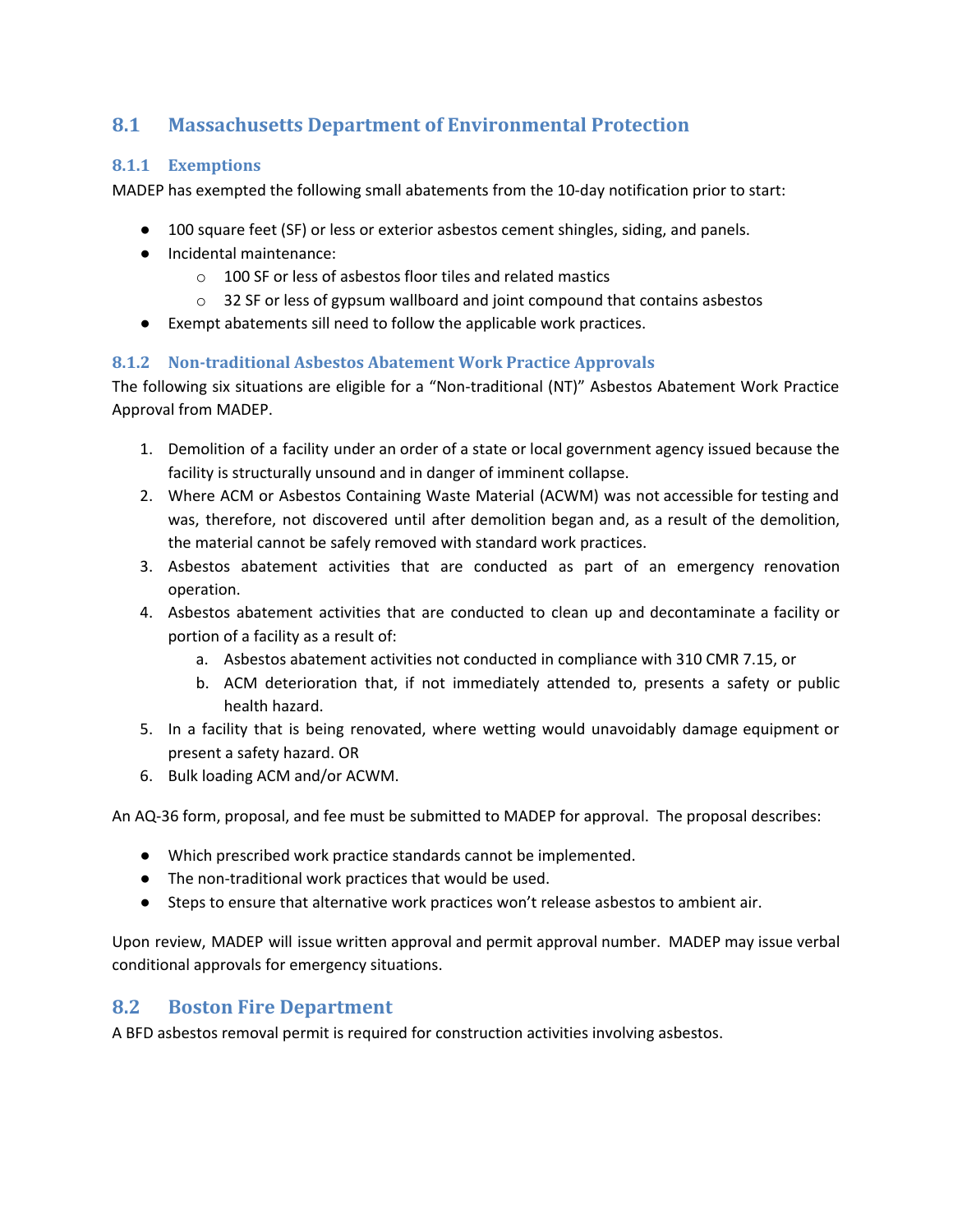## 8.1 Massachusetts Department of Environmental Protection

### 8.1.1 Exemptions

MADEP has exempted the following small abatements from the 10-day notification prior to start:

- 100 square feet (SF) or less or exterior asbestos cement shingles, siding, and panels.
- Incidental maintenance:
  - 100 SF or less of asbestos floor tiles and related mastics
  - 32 SF or less of gypsum wallboard and joint compound that contains asbestos
- Exempt abatements sill need to follow the applicable work practices.

### 8.1.2 Non-traditional Asbestos Abatement Work Practice Approvals

The following six situations are eligible for a "Non-traditional (NT)" Asbestos Abatement Work Practice Approval from MADEP.

1. Demolition of a facility under an order of a state or local government agency issued because the facility is structurally unsound and in danger of imminent collapse.
2. Where ACM or Asbestos Containing Waste Material (ACWM) was not accessible for testing and was, therefore, not discovered until after demolition began and, as a result of the demolition, the material cannot be safely removed with standard work practices.
3. Asbestos abatement activities that are conducted as part of an emergency renovation operation.
4. Asbestos abatement activities that are conducted to clean up and decontaminate a facility or portion of a facility as a result of:
   a. Asbestos abatement activities not conducted in compliance with 310 CMR 7.15, or
   b. ACM deterioration that, if not immediately attended to, presents a safety or public health hazard.
5. In a facility that is being renovated, where wetting would unavoidably damage equipment or present a safety hazard. OR
6. Bulk loading ACM and/or ACWM.

An AQ-36 form, proposal, and fee must be submitted to MADEP for approval. The proposal describes:

- Which prescribed work practice standards cannot be implemented.
- The non-traditional work practices that would be used.
- Steps to ensure that alternative work practices won't release asbestos to ambient air.

Upon review, MADEP will issue written approval and permit approval number. MADEP may issue verbal conditional approvals for emergency situations.

## 8.2 Boston Fire Department

A BFD asbestos removal permit is required for construction activities involving asbestos.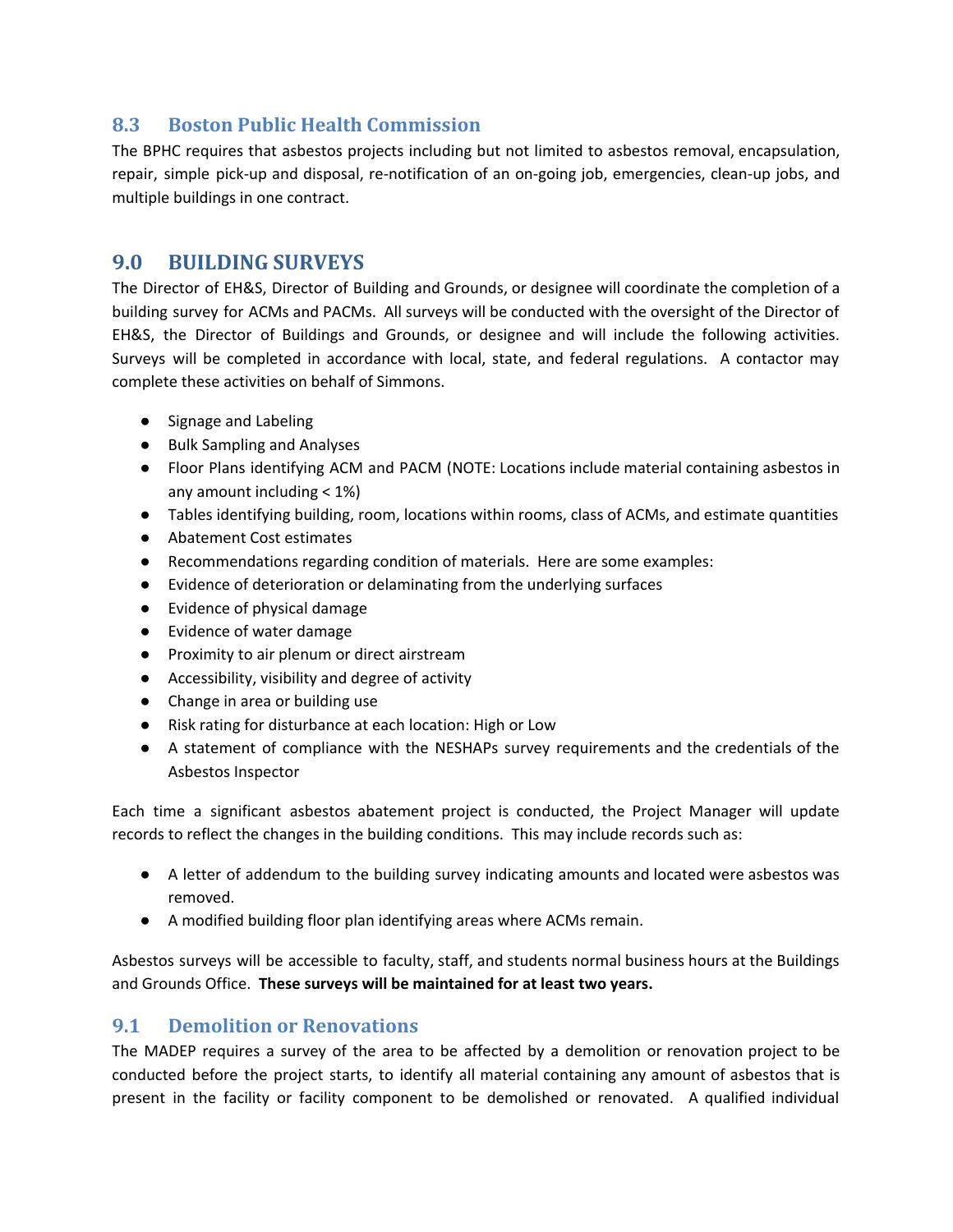## 8.3 Boston Public Health Commission

The BPHC requires that asbestos projects including but not limited to asbestos removal, encapsulation, repair, simple pick-up and disposal, re-notification of an on-going job, emergencies, clean-up jobs, and multiple buildings in one contract.

# 9.0 BUILDING SURVEYS

The Director of EH&S, Director of Building and Grounds, or designee will coordinate the completion of a building survey for ACMs and PACMs. All surveys will be conducted with the oversight of the Director of EH&S, the Director of Buildings and Grounds, or designee and will include the following activities. Surveys will be completed in accordance with local, state, and federal regulations. A contactor may complete these activities on behalf of Simmons.

- Signage and Labeling
- Bulk Sampling and Analyses
- Floor Plans identifying ACM and PACM (NOTE: Locations include material containing asbestos in any amount including < 1%)
- Tables identifying building, room, locations within rooms, class of ACMs, and estimate quantities
- Abatement Cost estimates
- Recommendations regarding condition of materials. Here are some examples:
- Evidence of deterioration or delaminating from the underlying surfaces
- Evidence of physical damage
- Evidence of water damage
- Proximity to air plenum or direct airstream
- Accessibility, visibility and degree of activity
- Change in area or building use
- Risk rating for disturbance at each location: High or Low
- A statement of compliance with the NESHAPs survey requirements and the credentials of the Asbestos Inspector

Each time a significant asbestos abatement project is conducted, the Project Manager will update records to reflect the changes in the building conditions. This may include records such as:

- A letter of addendum to the building survey indicating amounts and located were asbestos was removed.
- A modified building floor plan identifying areas where ACMs remain.

Asbestos surveys will be accessible to faculty, staff, and students normal business hours at the Buildings and Grounds Office. **These surveys will be maintained for at least two years.**

## 9.1 Demolition or Renovations

The MADEP requires a survey of the area to be affected by a demolition or renovation project to be conducted before the project starts, to identify all material containing any amount of asbestos that is present in the facility or facility component to be demolished or renovated. A qualified individual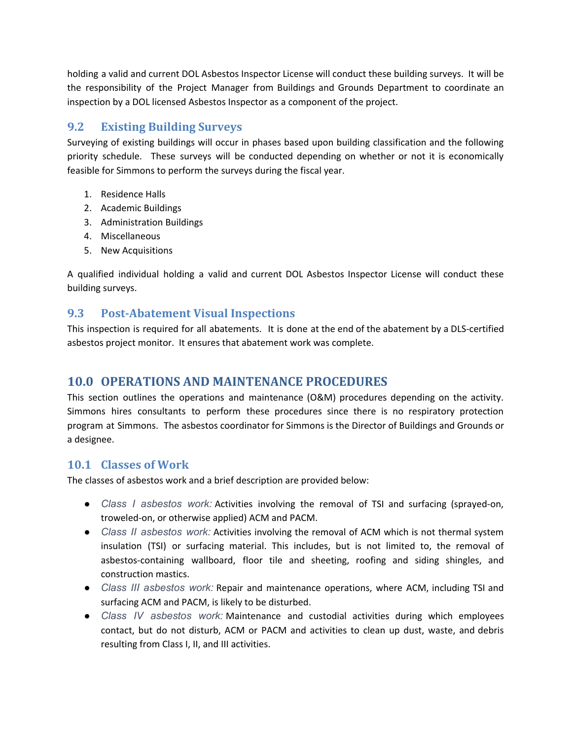holding a valid and current DOL Asbestos Inspector License will conduct these building surveys. It will be the responsibility of the Project Manager from Buildings and Grounds Department to coordinate an inspection by a DOL licensed Asbestos Inspector as a component of the project.

### 9.2 Existing Building Surveys

Surveying of existing buildings will occur in phases based upon building classification and the following priority schedule. These surveys will be conducted depending on whether or not it is economically feasible for Simmons to perform the surveys during the fiscal year.

1. Residence Halls
2. Academic Buildings
3. Administration Buildings
4. Miscellaneous
5. New Acquisitions

A qualified individual holding a valid and current DOL Asbestos Inspector License will conduct these building surveys.

### 9.3 Post-Abatement Visual Inspections

This inspection is required for all abatements. It is done at the end of the abatement by a DLS-certified asbestos project monitor. It ensures that abatement work was complete.

## 10.0 OPERATIONS AND MAINTENANCE PROCEDURES

This section outlines the operations and maintenance (O&M) procedures depending on the activity. Simmons hires consultants to perform these procedures since there is no respiratory protection program at Simmons. The asbestos coordinator for Simmons is the Director of Buildings and Grounds or a designee.

### 10.1 Classes of Work

The classes of asbestos work and a brief description are provided below:

- *Class I asbestos work:* Activities involving the removal of TSI and surfacing (sprayed-on, troweled-on, or otherwise applied) ACM and PACM.
- *Class II asbestos work:* Activities involving the removal of ACM which is not thermal system insulation (TSI) or surfacing material. This includes, but is not limited to, the removal of asbestos-containing wallboard, floor tile and sheeting, roofing and siding shingles, and construction mastics.
- *Class III asbestos work:* Repair and maintenance operations, where ACM, including TSI and surfacing ACM and PACM, is likely to be disturbed.
- *Class IV asbestos work:* Maintenance and custodial activities during which employees contact, but do not disturb, ACM or PACM and activities to clean up dust, waste, and debris resulting from Class I, II, and III activities.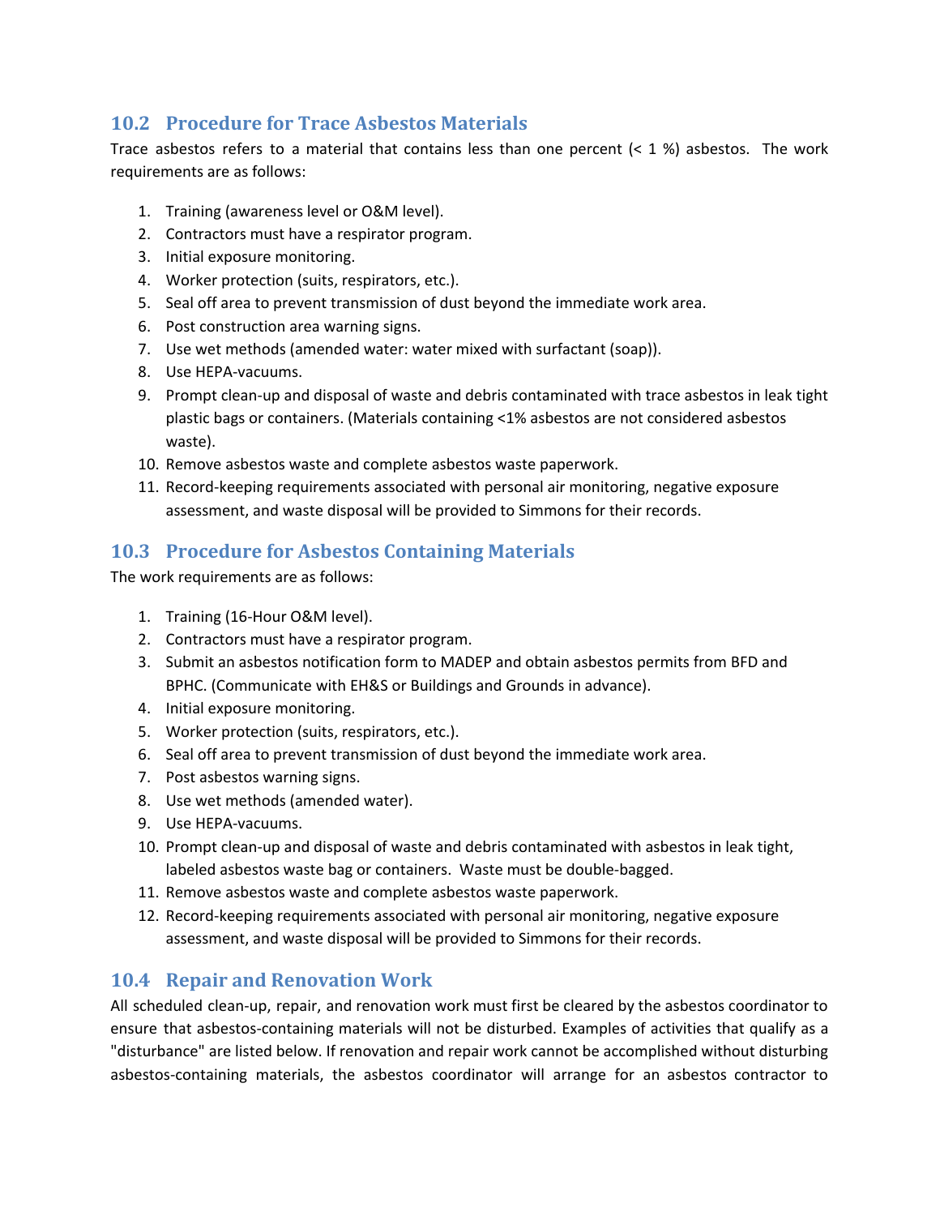## 10.2 Procedure for Trace Asbestos Materials

Trace asbestos refers to a material that contains less than one percent (< 1 %) asbestos. The work requirements are as follows:

1. Training (awareness level or O&M level).
2. Contractors must have a respirator program.
3. Initial exposure monitoring.
4. Worker protection (suits, respirators, etc.).
5. Seal off area to prevent transmission of dust beyond the immediate work area.
6. Post construction area warning signs.
7. Use wet methods (amended water: water mixed with surfactant (soap)).
8. Use HEPA-vacuums.
9. Prompt clean-up and disposal of waste and debris contaminated with trace asbestos in leak tight plastic bags or containers. (Materials containing <1% asbestos are not considered asbestos waste).
10. Remove asbestos waste and complete asbestos waste paperwork.
11. Record-keeping requirements associated with personal air monitoring, negative exposure assessment, and waste disposal will be provided to Simmons for their records.

## 10.3 Procedure for Asbestos Containing Materials

The work requirements are as follows:

1. Training (16-Hour O&M level).
2. Contractors must have a respirator program.
3. Submit an asbestos notification form to MADEP and obtain asbestos permits from BFD and BPHC. (Communicate with EH&S or Buildings and Grounds in advance).
4. Initial exposure monitoring.
5. Worker protection (suits, respirators, etc.).
6. Seal off area to prevent transmission of dust beyond the immediate work area.
7. Post asbestos warning signs.
8. Use wet methods (amended water).
9. Use HEPA-vacuums.
10. Prompt clean-up and disposal of waste and debris contaminated with asbestos in leak tight, labeled asbestos waste bag or containers. Waste must be double-bagged.
11. Remove asbestos waste and complete asbestos waste paperwork.
12. Record-keeping requirements associated with personal air monitoring, negative exposure assessment, and waste disposal will be provided to Simmons for their records.

## 10.4 Repair and Renovation Work

All scheduled clean-up, repair, and renovation work must first be cleared by the asbestos coordinator to ensure that asbestos-containing materials will not be disturbed. Examples of activities that qualify as a "disturbance" are listed below. If renovation and repair work cannot be accomplished without disturbing asbestos-containing materials, the asbestos coordinator will arrange for an asbestos contractor to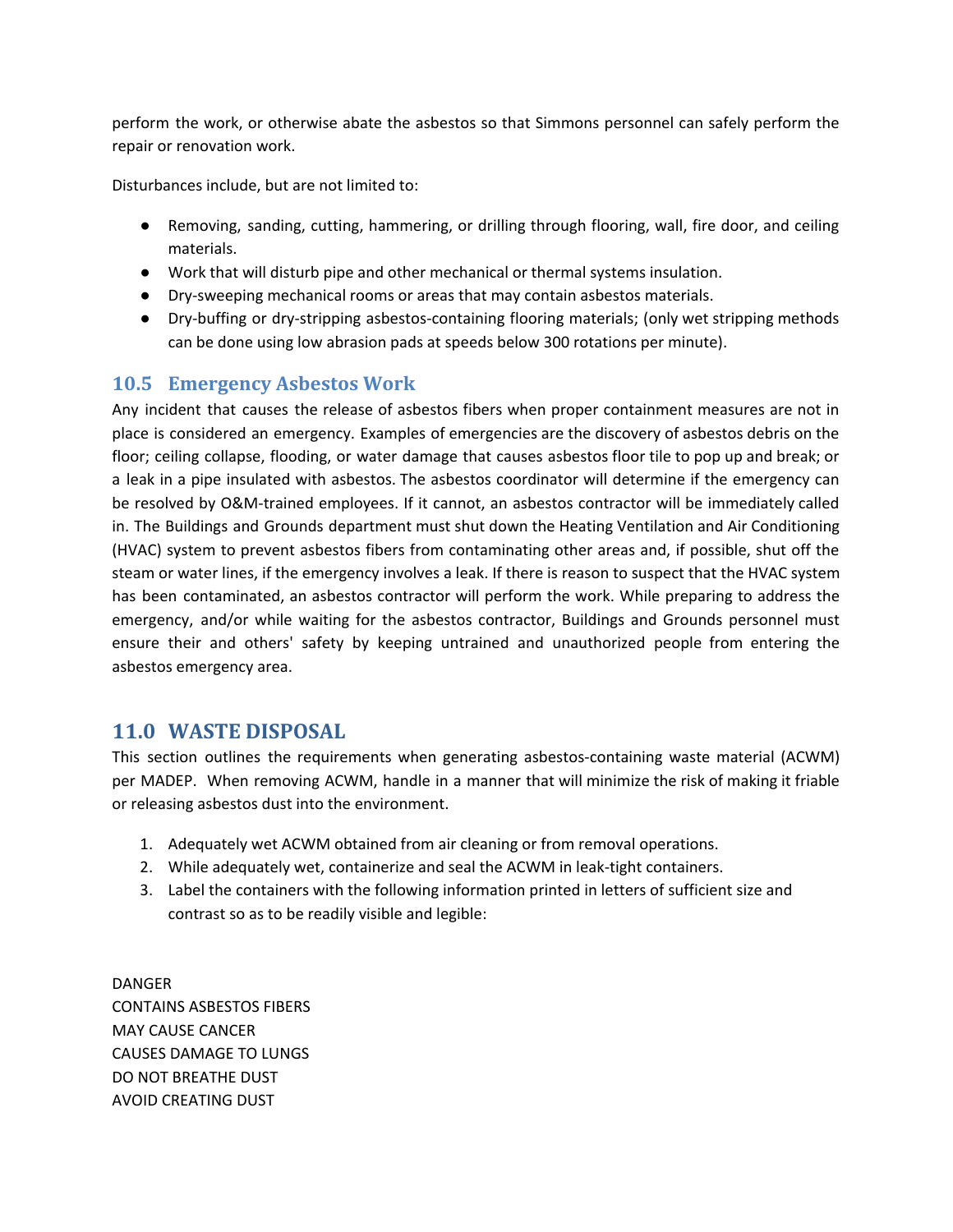perform the work, or otherwise abate the asbestos so that Simmons personnel can safely perform the repair or renovation work.

Disturbances include, but are not limited to:

- Removing, sanding, cutting, hammering, or drilling through flooring, wall, fire door, and ceiling materials.
- Work that will disturb pipe and other mechanical or thermal systems insulation.
- Dry-sweeping mechanical rooms or areas that may contain asbestos materials.
- Dry-buffing or dry-stripping asbestos-containing flooring materials; (only wet stripping methods can be done using low abrasion pads at speeds below 300 rotations per minute).

### 10.5 Emergency Asbestos Work

Any incident that causes the release of asbestos fibers when proper containment measures are not in place is considered an emergency. Examples of emergencies are the discovery of asbestos debris on the floor; ceiling collapse, flooding, or water damage that causes asbestos floor tile to pop up and break; or a leak in a pipe insulated with asbestos. The asbestos coordinator will determine if the emergency can be resolved by O&M-trained employees. If it cannot, an asbestos contractor will be immediately called in. The Buildings and Grounds department must shut down the Heating Ventilation and Air Conditioning (HVAC) system to prevent asbestos fibers from contaminating other areas and, if possible, shut off the steam or water lines, if the emergency involves a leak. If there is reason to suspect that the HVAC system has been contaminated, an asbestos contractor will perform the work. While preparing to address the emergency, and/or while waiting for the asbestos contractor, Buildings and Grounds personnel must ensure their and others' safety by keeping untrained and unauthorized people from entering the asbestos emergency area.

## 11.0 WASTE DISPOSAL

This section outlines the requirements when generating asbestos-containing waste material (ACWM) per MADEP. When removing ACWM, handle in a manner that will minimize the risk of making it friable or releasing asbestos dust into the environment.

1. Adequately wet ACWM obtained from air cleaning or from removal operations.
2. While adequately wet, containerize and seal the ACWM in leak-tight containers.
3. Label the containers with the following information printed in letters of sufficient size and contrast so as to be readily visible and legible:

DANGER
CONTAINS ASBESTOS FIBERS
MAY CAUSE CANCER
CAUSES DAMAGE TO LUNGS
DO NOT BREATHE DUST
AVOID CREATING DUST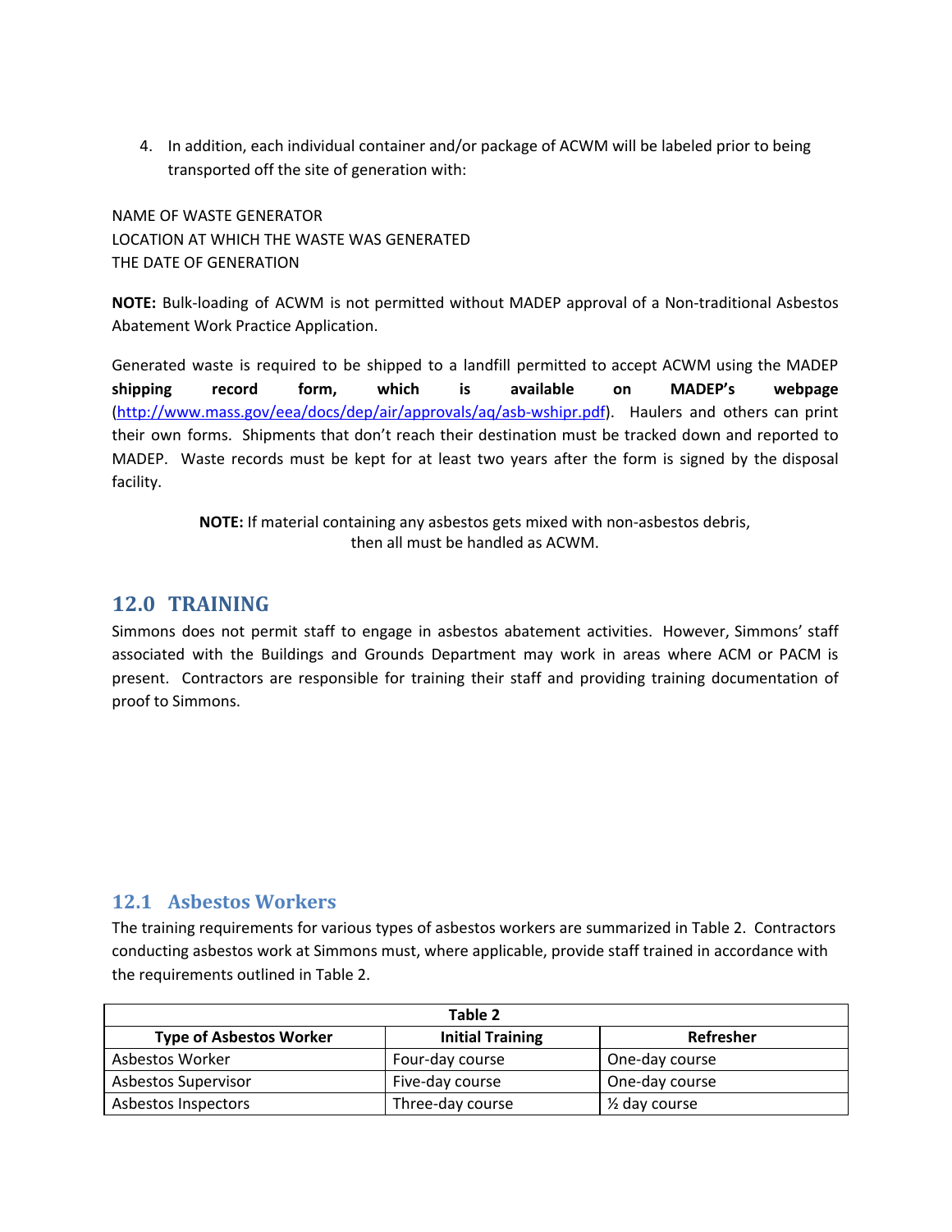4. In addition, each individual container and/or package of ACWM will be labeled prior to being transported off the site of generation with:

NAME OF WASTE GENERATOR
LOCATION AT WHICH THE WASTE WAS GENERATED
THE DATE OF GENERATION

**NOTE:** Bulk-loading of ACWM is not permitted without MADEP approval of a Non-traditional Asbestos Abatement Work Practice Application.

Generated waste is required to be shipped to a landfill permitted to accept ACWM using the MADEP **shipping record form, which is available on MADEP's webpage** ([http://www.mass.gov/eea/docs/dep/air/approvals/aq/asb-wshipr.pdf](http://www.mass.gov/eea/docs/dep/air/approvals/aq/asb-wshipr.pdf)). Haulers and others can print their own forms. Shipments that don't reach their destination must be tracked down and reported to MADEP. Waste records must be kept for at least two years after the form is signed by the disposal facility.

**NOTE:** If material containing any asbestos gets mixed with non-asbestos debris, then all must be handled as ACWM.

## 12.0 TRAINING

Simmons does not permit staff to engage in asbestos abatement activities. However, Simmons' staff associated with the Buildings and Grounds Department may work in areas where ACM or PACM is present. Contractors are responsible for training their staff and providing training documentation of proof to Simmons.

### 12.1 Asbestos Workers

The training requirements for various types of asbestos workers are summarized in Table 2. Contractors conducting asbestos work at Simmons must, where applicable, provide staff trained in accordance with the requirements outlined in Table 2.

**Table 2**

| Type of Asbestos Worker | Initial Training | Refresher |
|---|---|---|
| Asbestos Worker | Four-day course | One-day course |
| Asbestos Supervisor | Five-day course | One-day course |
| Asbestos Inspectors | Three-day course | ½ day course |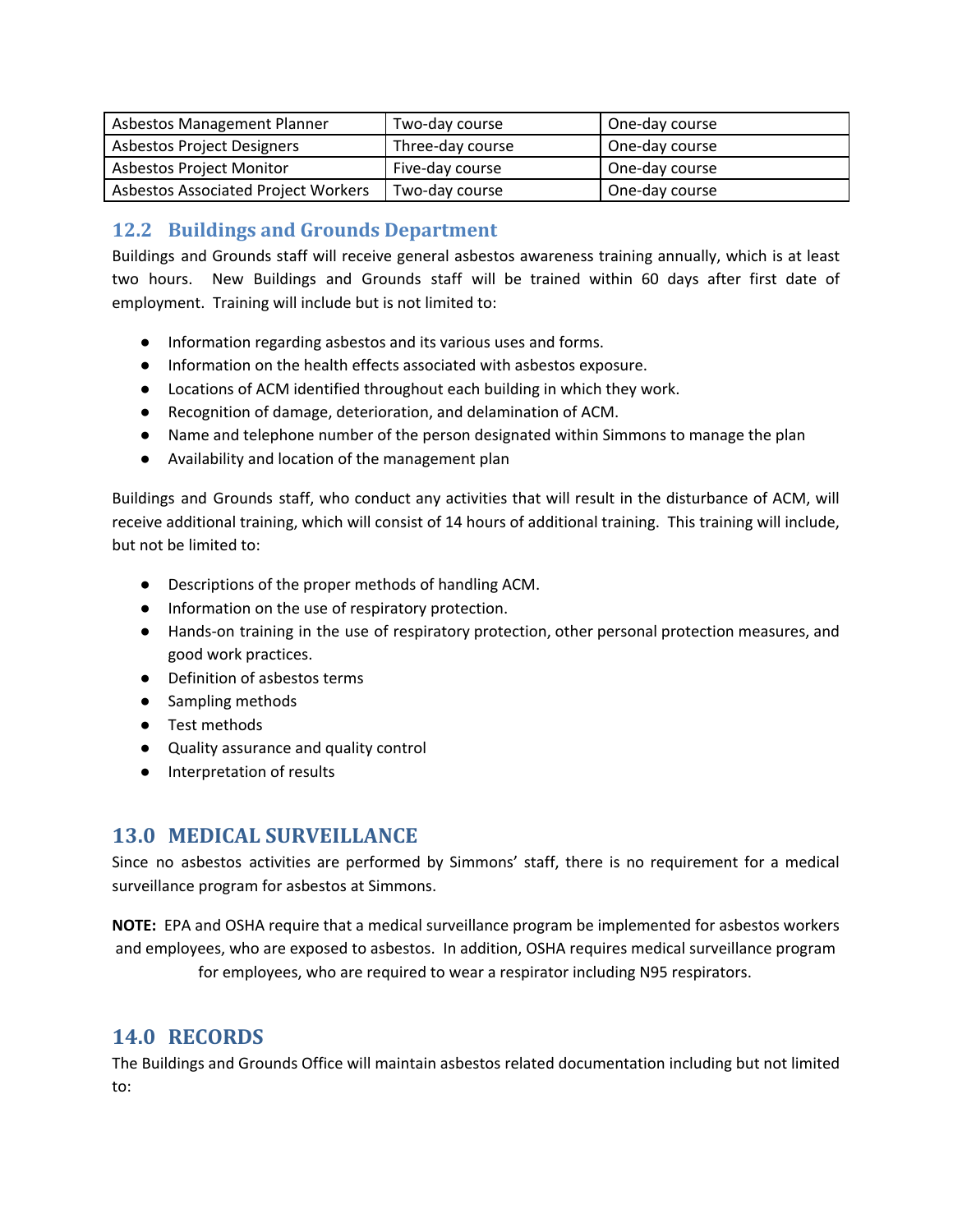| Asbestos Management Planner | Two-day course | One-day course |
|---|---|---|
| Asbestos Project Designers | Three-day course | One-day course |
| Asbestos Project Monitor | Five-day course | One-day course |
| Asbestos Associated Project Workers | Two-day course | One-day course |

### 12.2 Buildings and Grounds Department

Buildings and Grounds staff will receive general asbestos awareness training annually, which is at least two hours. New Buildings and Grounds staff will be trained within 60 days after first date of employment. Training will include but is not limited to:

- Information regarding asbestos and its various uses and forms.
- Information on the health effects associated with asbestos exposure.
- Locations of ACM identified throughout each building in which they work.
- Recognition of damage, deterioration, and delamination of ACM.
- Name and telephone number of the person designated within Simmons to manage the plan
- Availability and location of the management plan

Buildings and Grounds staff, who conduct any activities that will result in the disturbance of ACM, will receive additional training, which will consist of 14 hours of additional training. This training will include, but not be limited to:

- Descriptions of the proper methods of handling ACM.
- Information on the use of respiratory protection.
- Hands-on training in the use of respiratory protection, other personal protection measures, and good work practices.
- Definition of asbestos terms
- Sampling methods
- Test methods
- Quality assurance and quality control
- Interpretation of results

## 13.0 MEDICAL SURVEILLANCE

Since no asbestos activities are performed by Simmons' staff, there is no requirement for a medical surveillance program for asbestos at Simmons.

**NOTE:** EPA and OSHA require that a medical surveillance program be implemented for asbestos workers and employees, who are exposed to asbestos. In addition, OSHA requires medical surveillance program for employees, who are required to wear a respirator including N95 respirators.

## 14.0 RECORDS

The Buildings and Grounds Office will maintain asbestos related documentation including but not limited to: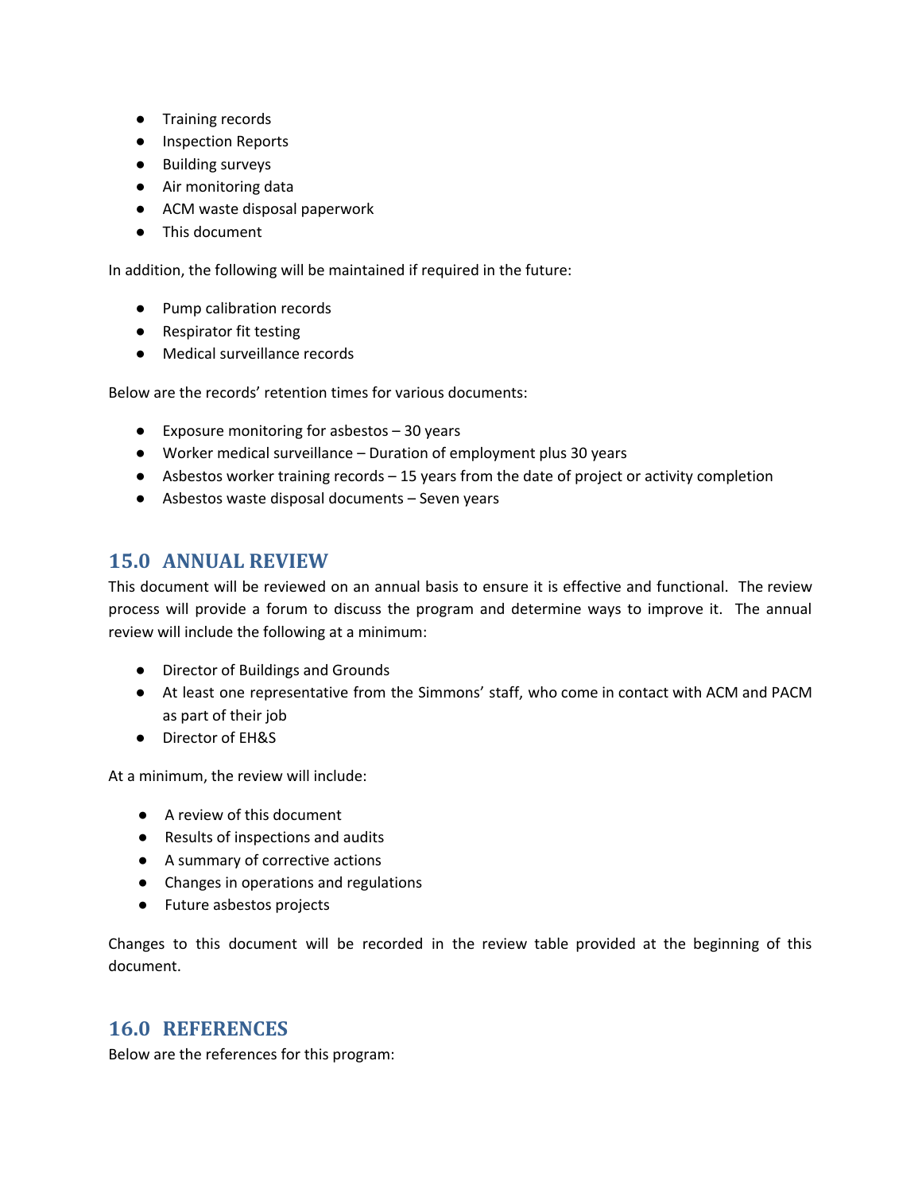- Training records
- Inspection Reports
- Building surveys
- Air monitoring data
- ACM waste disposal paperwork
- This document

In addition, the following will be maintained if required in the future:

- Pump calibration records
- Respirator fit testing
- Medical surveillance records

Below are the records' retention times for various documents:

- Exposure monitoring for asbestos – 30 years
- Worker medical surveillance – Duration of employment plus 30 years
- Asbestos worker training records – 15 years from the date of project or activity completion
- Asbestos waste disposal documents – Seven years

## 15.0 ANNUAL REVIEW

This document will be reviewed on an annual basis to ensure it is effective and functional. The review process will provide a forum to discuss the program and determine ways to improve it. The annual review will include the following at a minimum:

- Director of Buildings and Grounds
- At least one representative from the Simmons' staff, who come in contact with ACM and PACM as part of their job
- Director of EH&S

At a minimum, the review will include:

- A review of this document
- Results of inspections and audits
- A summary of corrective actions
- Changes in operations and regulations
- Future asbestos projects

Changes to this document will be recorded in the review table provided at the beginning of this document.

## 16.0 REFERENCES

Below are the references for this program: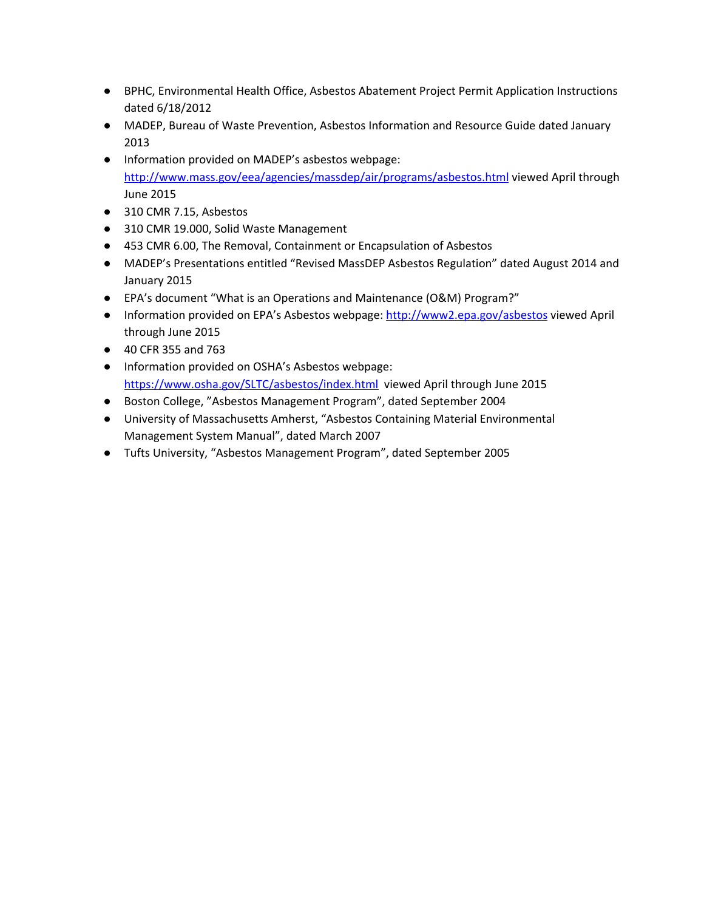- BPHC, Environmental Health Office, Asbestos Abatement Project Permit Application Instructions dated 6/18/2012
- MADEP, Bureau of Waste Prevention, Asbestos Information and Resource Guide dated January 2013
- Information provided on MADEP's asbestos webpage: http://www.mass.gov/eea/agencies/massdep/air/programs/asbestos.html viewed April through June 2015
- 310 CMR 7.15, Asbestos
- 310 CMR 19.000, Solid Waste Management
- 453 CMR 6.00, The Removal, Containment or Encapsulation of Asbestos
- MADEP's Presentations entitled "Revised MassDEP Asbestos Regulation" dated August 2014 and January 2015
- EPA's document "What is an Operations and Maintenance (O&M) Program?"
- Information provided on EPA's Asbestos webpage: http://www2.epa.gov/asbestos viewed April through June 2015
- 40 CFR 355 and 763
- Information provided on OSHA's Asbestos webpage: https://www.osha.gov/SLTC/asbestos/index.html viewed April through June 2015
- Boston College, "Asbestos Management Program", dated September 2004
- University of Massachusetts Amherst, "Asbestos Containing Material Environmental Management System Manual", dated March 2007
- Tufts University, "Asbestos Management Program", dated September 2005